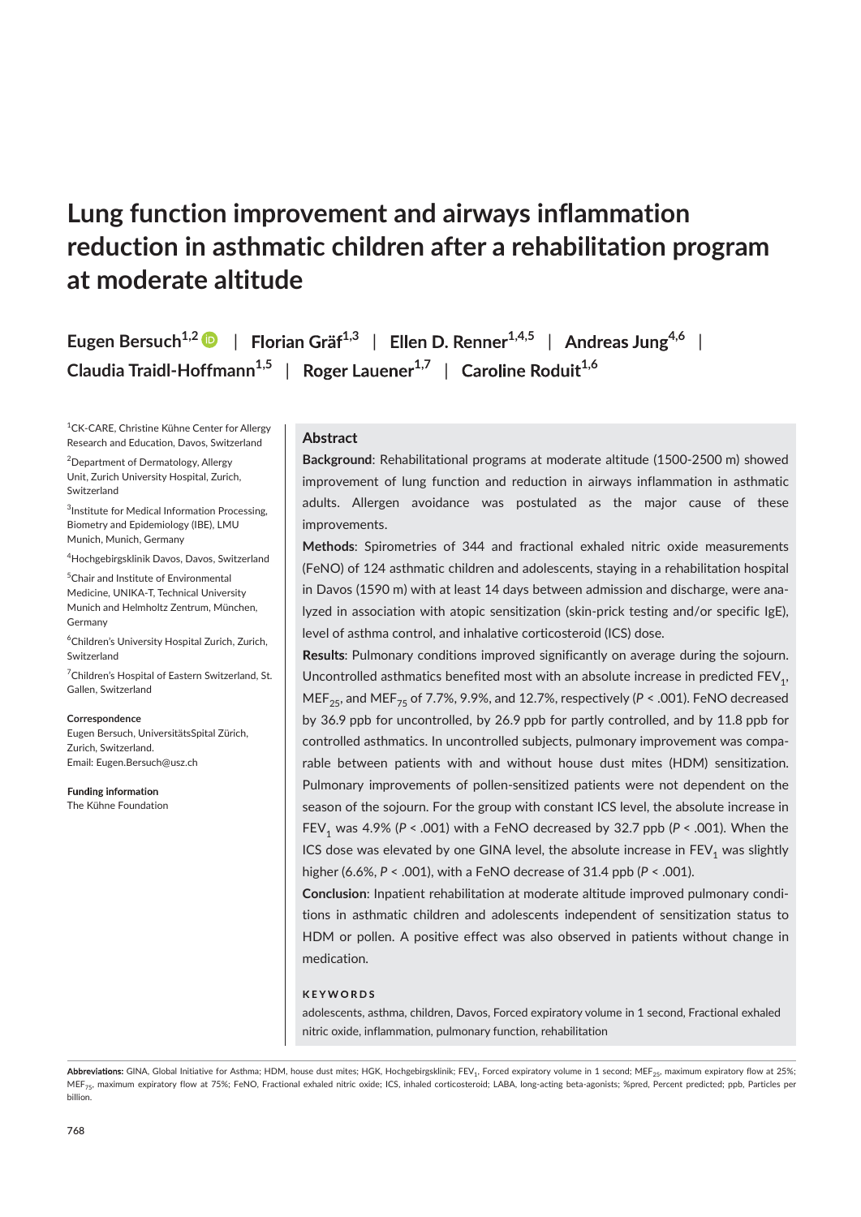# Lung function improvement and airways inflammation reduction in asthmatic children after a rehabilitation program at moderate altitude

**Eugen Bersuch**[1,2] | **Florian Gräf**[1,3] | **Ellen D. Renner**[1,4,5] | **Andreas Jung**[4,6] | **Claudia Traidl-Hoffmann**[1,5] | **Roger Lauener**[1,7] | **Caroline Roduit**[1,6]

[1]CK-CARE, Christine Kühne Center for Allergy Research and Education, Davos, Switzerland

[2]Department of Dermatology, Allergy Unit, Zurich University Hospital, Zurich, Switzerland

[3]Institute for Medical Information Processing, Biometry and Epidemiology (IBE), LMU Munich, Munich, Germany

[4]Hochgebirgsklinik Davos, Davos, Switzerland

[5]Chair and Institute of Environmental Medicine, UNIKA-T, Technical University Munich and Helmholtz Zentrum, München, Germany

[6]Children's University Hospital Zurich, Zurich, Switzerland

[7]Children's Hospital of Eastern Switzerland, St. Gallen, Switzerland

**Correspondence**
Eugen Bersuch, UniversitätsSpital Zürich, Zurich, Switzerland.
Email: Eugen.Bersuch@usz.ch

**Funding information**
The Kühne Foundation

## Abstract

**Background**: Rehabilitational programs at moderate altitude (1500-2500 m) showed improvement of lung function and reduction in airways inflammation in asthmatic adults. Allergen avoidance was postulated as the major cause of these improvements.

**Methods**: Spirometries of 344 and fractional exhaled nitric oxide measurements (FeNO) of 124 asthmatic children and adolescents, staying in a rehabilitation hospital in Davos (1590 m) with at least 14 days between admission and discharge, were analyzed in association with atopic sensitization (skin-prick testing and/or specific IgE), level of asthma control, and inhalative corticosteroid (ICS) dose.

**Results**: Pulmonary conditions improved significantly on average during the sojourn. Uncontrolled asthmatics benefited most with an absolute increase in predicted $FEV_1$, $MEF_{25}$, and $MEF_{75}$ of 7.7%, 9.9%, and 12.7%, respectively ($P < .001$). FeNO decreased by 36.9 ppb for uncontrolled, by 26.9 ppb for partly controlled, and by 11.8 ppb for controlled asthmatics. In uncontrolled subjects, pulmonary improvement was comparable between patients with and without house dust mites (HDM) sensitization. Pulmonary improvements of pollen-sensitized patients were not dependent on the season of the sojourn. For the group with constant ICS level, the absolute increase in $FEV_1$ was 4.9% ($P < .001$) with a FeNO decreased by 32.7 ppb ($P < .001$). When the ICS dose was elevated by one GINA level, the absolute increase in $FEV_1$ was slightly higher (6.6%, $P < .001$), with a FeNO decrease of 31.4 ppb ($P < .001$).

**Conclusion**: Inpatient rehabilitation at moderate altitude improved pulmonary conditions in asthmatic children and adolescents independent of sensitization status to HDM or pollen. A positive effect was also observed in patients without change in medication.

**KEYWORDS**

adolescents, asthma, children, Davos, Forced expiratory volume in 1 second, Fractional exhaled nitric oxide, inflammation, pulmonary function, rehabilitation

**Abbreviations:** GINA, Global Initiative for Asthma; HDM, house dust mites; HGK, Hochgebirgsklinik; $FEV_1$, Forced expiratory volume in 1 second; $MEF_{25}$, maximum expiratory flow at 25%; $MEF_{75}$, maximum expiratory flow at 75%; FeNO, Fractional exhaled nitric oxide; ICS, inhaled corticosteroid; LABA, long-acting beta-agonists; %pred, Percent predicted; ppb, Particles per billion.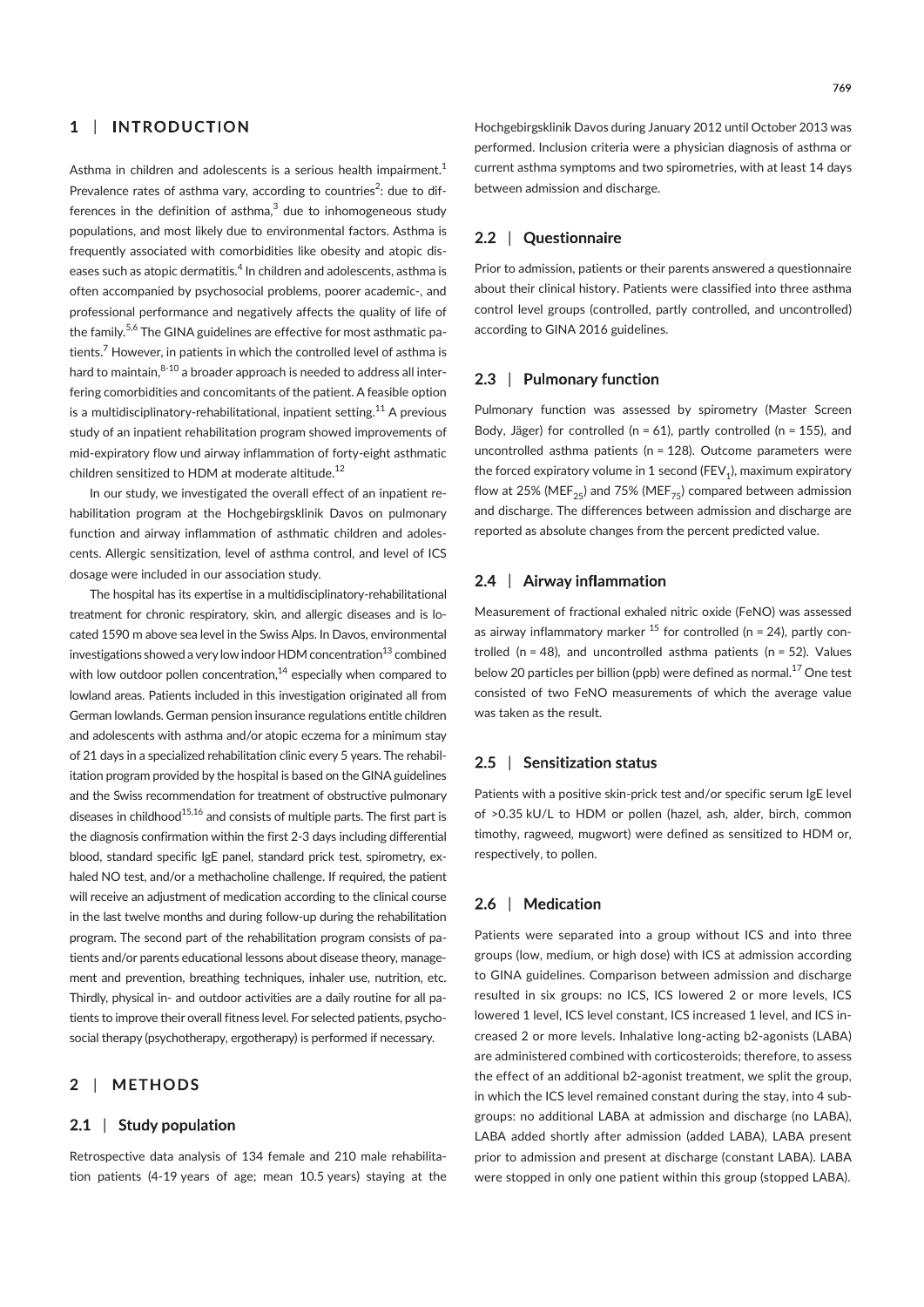## 1 | INTRODUCTION

Asthma in children and adolescents is a serious health impairment.[1] Prevalence rates of asthma vary, according to countries[2]: due to differences in the definition of asthma,[3] due to inhomogeneous study populations, and most likely due to environmental factors. Asthma is frequently associated with comorbidities like obesity and atopic diseases such as atopic dermatitis.[4] In children and adolescents, asthma is often accompanied by psychosocial problems, poorer academic-, and professional performance and negatively affects the quality of life of the family.[5,6] The GINA guidelines are effective for most asthmatic patients.[7] However, in patients in which the controlled level of asthma is hard to maintain,[8-10] a broader approach is needed to address all interfering comorbidities and concomitants of the patient. A feasible option is a multidisciplinatory-rehabilitational, inpatient setting.[11] A previous study of an inpatient rehabilitation program showed improvements of mid-expiratory flow und airway inflammation of forty-eight asthmatic children sensitized to HDM at moderate altitude.[12]

In our study, we investigated the overall effect of an inpatient rehabilitation program at the Hochgebirgsklinik Davos on pulmonary function and airway inflammation of asthmatic children and adolescents. Allergic sensitization, level of asthma control, and level of ICS dosage were included in our association study.

The hospital has its expertise in a multidisciplinatory-rehabilitational treatment for chronic respiratory, skin, and allergic diseases and is located 1590 m above sea level in the Swiss Alps. In Davos, environmental investigations showed a very low indoor HDM concentration[13] combined with low outdoor pollen concentration,[14] especially when compared to lowland areas. Patients included in this investigation originated all from German lowlands. German pension insurance regulations entitle children and adolescents with asthma and/or atopic eczema for a minimum stay of 21 days in a specialized rehabilitation clinic every 5 years. The rehabilitation program provided by the hospital is based on the GINA guidelines and the Swiss recommendation for treatment of obstructive pulmonary diseases in childhood[15,16] and consists of multiple parts. The first part is the diagnosis confirmation within the first 2-3 days including differential blood, standard specific IgE panel, standard prick test, spirometry, exhaled NO test, and/or a methacholine challenge. If required, the patient will receive an adjustment of medication according to the clinical course in the last twelve months and during follow-up during the rehabilitation program. The second part of the rehabilitation program consists of patients and/or parents educational lessons about disease theory, management and prevention, breathing techniques, inhaler use, nutrition, etc. Thirdly, physical in- and outdoor activities are a daily routine for all patients to improve their overall fitness level. For selected patients, psychosocial therapy (psychotherapy, ergotherapy) is performed if necessary.

## 2 | METHODS

### 2.1 | Study population

Retrospective data analysis of 134 female and 210 male rehabilitation patients (4-19 years of age; mean 10.5 years) staying at the Hochgebirgsklinik Davos during January 2012 until October 2013 was performed. Inclusion criteria were a physician diagnosis of asthma or current asthma symptoms and two spirometries, with at least 14 days between admission and discharge.

### 2.2 | Questionnaire

Prior to admission, patients or their parents answered a questionnaire about their clinical history. Patients were classified into three asthma control level groups (controlled, partly controlled, and uncontrolled) according to GINA 2016 guidelines.

### 2.3 | Pulmonary function

Pulmonary function was assessed by spirometry (Master Screen Body, Jäger) for controlled (n = 61), partly controlled (n = 155), and uncontrolled asthma patients (n = 128). Outcome parameters were the forced expiratory volume in 1 second ($FEV_1$), maximum expiratory flow at 25% ($MEF_{25}$) and 75% ($MEF_{75}$) compared between admission and discharge. The differences between admission and discharge are reported as absolute changes from the percent predicted value.

### 2.4 | Airway inflammation

Measurement of fractional exhaled nitric oxide (FeNO) was assessed as airway inflammatory marker [15] for controlled (n = 24), partly controlled (n = 48), and uncontrolled asthma patients (n = 52). Values below 20 particles per billion (ppb) were defined as normal.[17] One test consisted of two FeNO measurements of which the average value was taken as the result.

### 2.5 | Sensitization status

Patients with a positive skin-prick test and/or specific serum IgE level of >0.35 kU/L to HDM or pollen (hazel, ash, alder, birch, common timothy, ragweed, mugwort) were defined as sensitized to HDM or, respectively, to pollen.

### 2.6 | Medication

Patients were separated into a group without ICS and into three groups (low, medium, or high dose) with ICS at admission according to GINA guidelines. Comparison between admission and discharge resulted in six groups: no ICS, ICS lowered 2 or more levels, ICS lowered 1 level, ICS level constant, ICS increased 1 level, and ICS increased 2 or more levels. Inhalative long-acting b2-agonists (LABA) are administered combined with corticosteroids; therefore, to assess the effect of an additional b2-agonist treatment, we split the group, in which the ICS level remained constant during the stay, into 4 subgroups: no additional LABA at admission and discharge (no LABA), LABA added shortly after admission (added LABA), LABA present prior to admission and present at discharge (constant LABA). LABA were stopped in only one patient within this group (stopped LABA).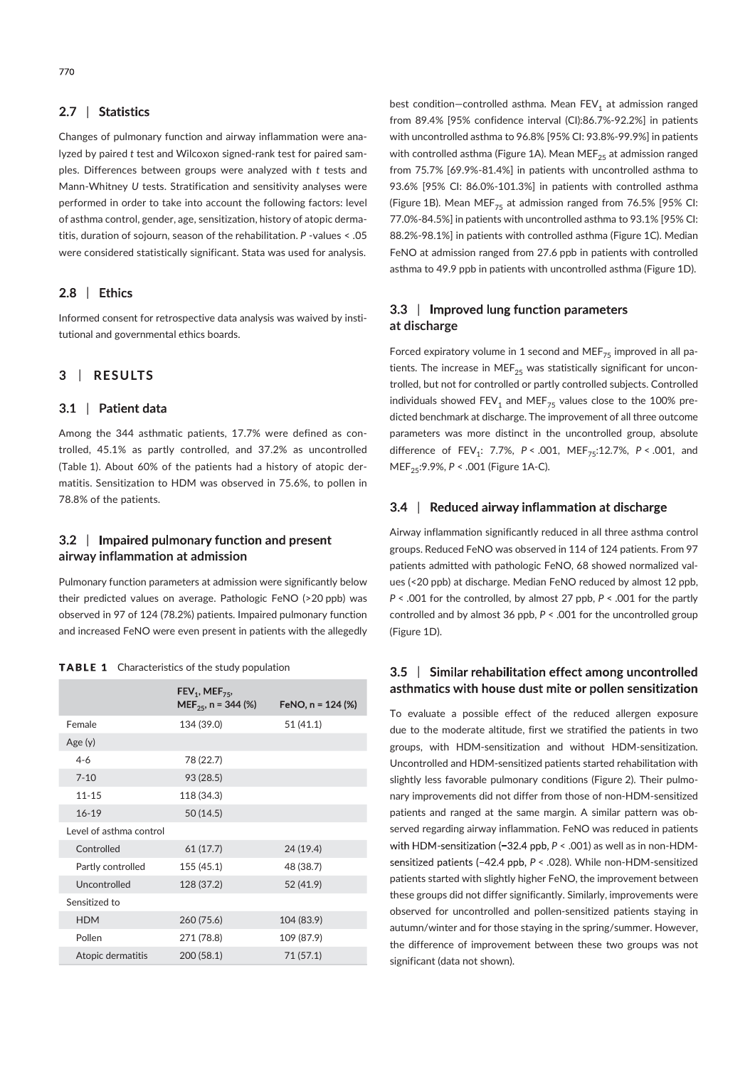## 2.7 | Statistics

Changes of pulmonary function and airway inflammation were analyzed by paired *t* test and Wilcoxon signed-rank test for paired samples. Differences between groups were analyzed with *t* tests and Mann-Whitney *U* tests. Stratification and sensitivity analyses were performed in order to take into account the following factors: level of asthma control, gender, age, sensitization, history of atopic dermatitis, duration of sojourn, season of the rehabilitation. *P* -values < .05 were considered statistically significant. Stata was used for analysis.

## 2.8 | Ethics

Informed consent for retrospective data analysis was waived by institutional and governmental ethics boards.

# 3 | RESULTS

## 3.1 | Patient data

Among the 344 asthmatic patients, 17.7% were defined as controlled, 45.1% as partly controlled, and 37.2% as uncontrolled (Table 1). About 60% of the patients had a history of atopic dermatitis. Sensitization to HDM was observed in 75.6%, to pollen in 78.8% of the patients.

## 3.2 | Impaired pulmonary function and present airway inflammation at admission

Pulmonary function parameters at admission were significantly below their predicted values on average. Pathologic FeNO (>20 ppb) was observed in 97 of 124 (78.2%) patients. Impaired pulmonary function and increased FeNO were even present in patients with the allegedly best condition—controlled asthma. Mean $FEV_1$ at admission ranged from 89.4% [95% confidence interval (CI):86.7%-92.2%] in patients with uncontrolled asthma to 96.8% [95% CI: 93.8%-99.9%] in patients with controlled asthma (Figure 1A). Mean $MEF_{25}$ at admission ranged from 75.7% [69.9%-81.4%] in patients with uncontrolled asthma to 93.6% [95% CI: 86.0%-101.3%] in patients with controlled asthma (Figure 1B). Mean $MEF_{75}$ at admission ranged from 76.5% [95% CI: 77.0%-84.5%] in patients with uncontrolled asthma to 93.1% [95% CI: 88.2%-98.1%] in patients with controlled asthma (Figure 1C). Median FeNO at admission ranged from 27.6 ppb in patients with controlled asthma to 49.9 ppb in patients with uncontrolled asthma (Figure 1D).

**TABLE 1** Characteristics of the study population

| | $FEV_1$, $MEF_{75}$, $MEF_{25}$, n = 344 (%) | FeNO, n = 124 (%) |
|---|---|---|
| Female | 134 (39.0) | 51 (41.1) |
| Age (y) | | |
| 4-6 | 78 (22.7) | |
| 7-10 | 93 (28.5) | |
| 11-15 | 118 (34.3) | |
| 16-19 | 50 (14.5) | |
| Level of asthma control | | |
| Controlled | 61 (17.7) | 24 (19.4) |
| Partly controlled | 155 (45.1) | 48 (38.7) |
| Uncontrolled | 128 (37.2) | 52 (41.9) |
| Sensitized to | | |
| HDM | 260 (75.6) | 104 (83.9) |
| Pollen | 271 (78.8) | 109 (87.9) |
| Atopic dermatitis | 200 (58.1) | 71 (57.1) |

## 3.3 | Improved lung function parameters at discharge

Forced expiratory volume in 1 second and $MEF_{75}$ improved in all patients. The increase in $MEF_{25}$ was statistically significant for uncontrolled, but not for controlled or partly controlled subjects. Controlled individuals showed $FEV_1$ and $MEF_{75}$ values close to the 100% predicted benchmark at discharge. The improvement of all three outcome parameters was more distinct in the uncontrolled group, absolute difference of $FEV_1$: 7.7%, $P < .001$, $MEF_{75}$:12.7%, $P < .001$, and $MEF_{25}$:9.9%, $P < .001$ (Figure 1A-C).

## 3.4 | Reduced airway inflammation at discharge

Airway inflammation significantly reduced in all three asthma control groups. Reduced FeNO was observed in 114 of 124 patients. From 97 patients admitted with pathologic FeNO, 68 showed normalized values (<20 ppb) at discharge. Median FeNO reduced by almost 12 ppb, $P < .001$ for the controlled, by almost 27 ppb, $P < .001$ for the partly controlled and by almost 36 ppb, $P < .001$ for the uncontrolled group (Figure 1D).

## 3.5 | Similar rehabilitation effect among uncontrolled asthmatics with house dust mite or pollen sensitization

To evaluate a possible effect of the reduced allergen exposure due to the moderate altitude, first we stratified the patients in two groups, with HDM-sensitization and without HDM-sensitization. Uncontrolled and HDM-sensitized patients started rehabilitation with slightly less favorable pulmonary conditions (Figure 2). Their pulmonary improvements did not differ from those of non-HDM-sensitized patients and ranged at the same margin. A similar pattern was observed regarding airway inflammation. FeNO was reduced in patients with HDM-sensitization (−32.4 ppb, $P < .001$) as well as in non-HDM-sensitized patients (−42.4 ppb, $P < .028$). While non-HDM-sensitized patients started with slightly higher FeNO, the improvement between these groups did not differ significantly. Similarly, improvements were observed for uncontrolled and pollen-sensitized patients staying in autumn/winter and for those staying in the spring/summer. However, the difference of improvement between these two groups was not significant (data not shown).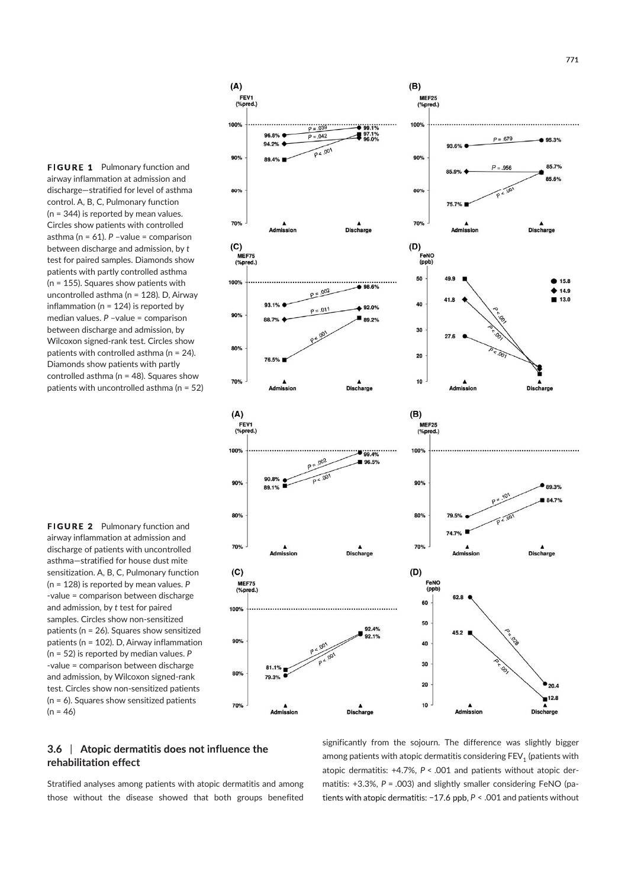**FIGURE 1** Pulmonary function and airway inflammation at admission and discharge—stratified for level of asthma control. A, B, C, Pulmonary function (n = 344) is reported by mean values. Circles show patients with controlled asthma (n = 61). *P* –value = comparison between discharge and admission, by *t* test for paired samples. Diamonds show patients with partly controlled asthma (n = 155). Squares show patients with uncontrolled asthma (n = 128). D, Airway inflammation (n = 124) is reported by median values. *P* –value = comparison between discharge and admission, by Wilcoxon signed-rank test. Circles show patients with controlled asthma (n = 24). Diamonds show patients with partly controlled asthma (n = 48). Squares show patients with uncontrolled asthma (n = 52)

**FIGURE 2** Pulmonary function and airway inflammation at admission and discharge of patients with uncontrolled asthma—stratified for house dust mite sensitization. A, B, C, Pulmonary function (n = 128) is reported by mean values. *P* -value = comparison between discharge and admission, by *t* test for paired samples. Circles show non-sensitized patients (n = 26). Squares show sensitized patients (n = 102). D, Airway inflammation (n = 52) is reported by median values. *P* -value = comparison between discharge and admission, by Wilcoxon signed-rank test. Circles show non-sensitized patients (n = 6). Squares show sensitized patients (n = 46)

### 3.6 | Atopic dermatitis does not influence the rehabilitation effect

Stratified analyses among patients with atopic dermatitis and among those without the disease showed that both groups benefited significantly from the sojourn. The difference was slightly bigger among patients with atopic dermatitis considering $FEV_1$ (patients with atopic dermatitis: +4.7%, $P < .001$ and patients without atopic dermatitis: +3.3%, $P = .003$) and slightly smaller considering FeNO (patients with atopic dermatitis: −17.6 ppb, $P < .001$ and patients without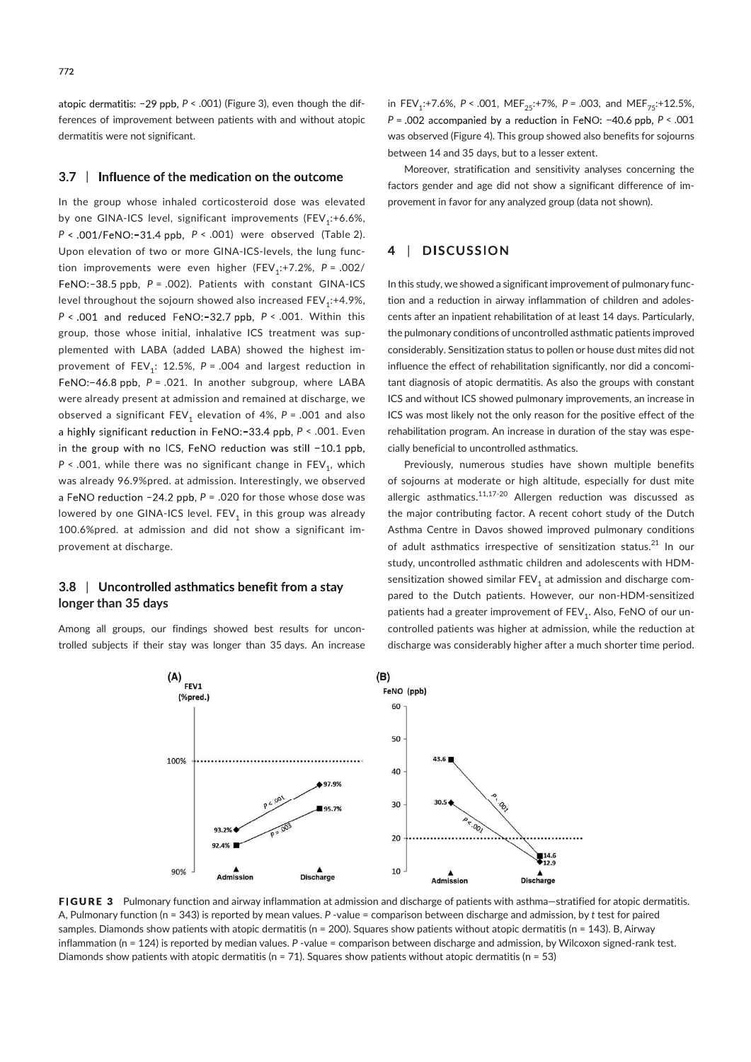atopic dermatitis: −29 ppb, $P < .001$) (Figure 3), even though the differences of improvement between patients with and without atopic dermatitis were not significant.

### 3.7 | Influence of the medication on the outcome

In the group whose inhaled corticosteroid dose was elevated by one GINA-ICS level, significant improvements ($FEV_1$:+6.6%, $P < .001$/FeNO:−31.4 ppb, $P < .001$) were observed (Table 2). Upon elevation of two or more GINA-ICS-levels, the lung function improvements were even higher ($FEV_1$:+7.2%, $P = .002$/FeNO:−38.5 ppb, $P = .002$). Patients with constant GINA-ICS level throughout the sojourn showed also increased $FEV_1$:+4.9%, $P < .001$ and reduced FeNO:−32.7 ppb, $P < .001$. Within this group, those whose initial, inhalative ICS treatment was supplemented with LABA (added LABA) showed the highest improvement of $FEV_1$: 12.5%, $P = .004$ and largest reduction in FeNO:−46.8 ppb, $P = .021$. In another subgroup, where LABA were already present at admission and remained at discharge, we observed a significant $FEV_1$ elevation of 4%, $P = .001$ and also a highly significant reduction in FeNO:−33.4 ppb, $P < .001$. Even in the group with no ICS, FeNO reduction was still −10.1 ppb, $P < .001$, while there was no significant change in $FEV_1$, which was already 96.9%pred. at admission. Interestingly, we observed a FeNO reduction −24.2 ppb, $P = .020$ for those whose dose was lowered by one GINA-ICS level. $FEV_1$ in this group was already 100.6%pred. at admission and did not show a significant improvement at discharge.

### 3.8 | Uncontrolled asthmatics benefit from a stay longer than 35 days

Among all groups, our findings showed best results for uncontrolled subjects if their stay was longer than 35 days. An increase in $FEV_1$:+7.6%, $P < .001$, $MEF_{25}$:+7%, $P = .003$, and $MEF_{75}$:+12.5%, $P = .002$ accompanied by a reduction in FeNO: −40.6 ppb, $P < .001$ was observed (Figure 4). This group showed also benefits for sojourns between 14 and 35 days, but to a lesser extent.

Moreover, stratification and sensitivity analyses concerning the factors gender and age did not show a significant difference of improvement in favor for any analyzed group (data not shown).

## 4 | DISCUSSION

In this study, we showed a significant improvement of pulmonary function and a reduction in airway inflammation of children and adolescents after an inpatient rehabilitation of at least 14 days. Particularly, the pulmonary conditions of uncontrolled asthmatic patients improved considerably. Sensitization status to pollen or house dust mites did not influence the effect of rehabilitation significantly, nor did a concomitant diagnosis of atopic dermatitis. As also the groups with constant ICS and without ICS showed pulmonary improvements, an increase in ICS was most likely not the only reason for the positive effect of the rehabilitation program. An increase in duration of the stay was especially beneficial to uncontrolled asthmatics.

Previously, numerous studies have shown multiple benefits of sojourns at moderate or high altitude, especially for dust mite allergic asthmatics.[11,17-20] Allergen reduction was discussed as the major contributing factor. A recent cohort study of the Dutch Asthma Centre in Davos showed improved pulmonary conditions of adult asthmatics irrespective of sensitization status.[21] In our study, uncontrolled asthmatic children and adolescents with HDM-sensitization showed similar $FEV_1$ at admission and discharge compared to the Dutch patients. However, our non-HDM-sensitized patients had a greater improvement of $FEV_1$. Also, FeNO of our uncontrolled patients was higher at admission, while the reduction at discharge was considerably higher after a much shorter time period.

**FIGURE 3** Pulmonary function and airway inflammation at admission and discharge of patients with asthma—stratified for atopic dermatitis. A, Pulmonary function (n = 343) is reported by mean values. *P* -value = comparison between discharge and admission, by *t* test for paired samples. Diamonds show patients with atopic dermatitis (n = 200). Squares show patients without atopic dermatitis (n = 143). B, Airway inflammation (n = 124) is reported by median values. *P* -value = comparison between discharge and admission, by Wilcoxon signed-rank test. Diamonds show patients with atopic dermatitis (n = 71). Squares show patients without atopic dermatitis (n = 53)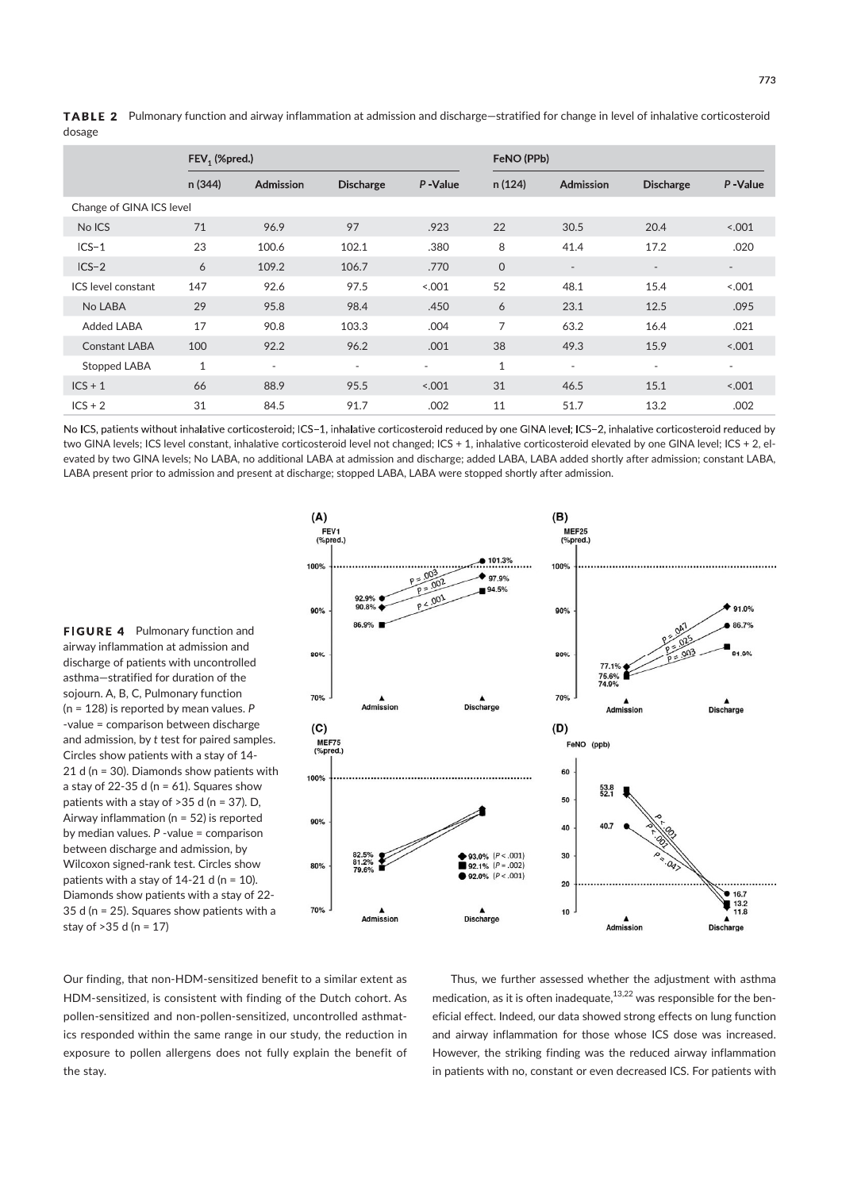**TABLE 2** Pulmonary function and airway inflammation at admission and discharge—stratified for change in level of inhalative corticosteroid dosage

| | $FEV_1$ (%pred.) | | | | FeNO (PPb) | | | |
|---|---|---|---|---|---|---|---|---|
| | n (344) | Admission | Discharge | P -Value | n (124) | Admission | Discharge | P -Value |
| Change of GINA ICS level | | | | | | | | |
| No ICS | 71 | 96.9 | 97 | .923 | 22 | 30.5 | 20.4 | <.001 |
| ICS−1 | 23 | 100.6 | 102.1 | .380 | 8 | 41.4 | 17.2 | .020 |
| ICS−2 | 6 | 109.2 | 106.7 | .770 | 0 | - | - | - |
| ICS level constant | 147 | 92.6 | 97.5 | <.001 | 52 | 48.1 | 15.4 | <.001 |
| No LABA | 29 | 95.8 | 98.4 | .450 | 6 | 23.1 | 12.5 | .095 |
| Added LABA | 17 | 90.8 | 103.3 | .004 | 7 | 63.2 | 16.4 | .021 |
| Constant LABA | 100 | 92.2 | 96.2 | .001 | 38 | 49.3 | 15.9 | <.001 |
| Stopped LABA | 1 | - | - | - | 1 | - | - | - |
| ICS + 1 | 66 | 88.9 | 95.5 | <.001 | 31 | 46.5 | 15.1 | <.001 |
| ICS + 2 | 31 | 84.5 | 91.7 | .002 | 11 | 51.7 | 13.2 | .002 |

No ICS, patients without inhalative corticosteroid; ICS−1, inhalative corticosteroid reduced by one GINA level; ICS−2, inhalative corticosteroid reduced by two GINA levels; ICS level constant, inhalative corticosteroid level not changed; ICS + 1, inhalative corticosteroid elevated by one GINA level; ICS + 2, elevated by two GINA levels; No LABA, no additional LABA at admission and discharge; added LABA, LABA added shortly after admission; constant LABA, LABA present prior to admission and present at discharge; stopped LABA, LABA were stopped shortly after admission.

**FIGURE 4** Pulmonary function and airway inflammation at admission and discharge of patients with uncontrolled asthma—stratified for duration of the sojourn. A, B, C, Pulmonary function (n = 128) is reported by mean values. P -value = comparison between discharge and admission, by t test for paired samples. Circles show patients with a stay of 14-21 d (n = 30). Diamonds show patients with a stay of 22-35 d (n = 61). Squares show patients with a stay of >35 d (n = 37). D, Airway inflammation (n = 52) is reported by median values. P -value = comparison between discharge and admission, by Wilcoxon signed-rank test. Circles show patients with a stay of 14-21 d (n = 10). Diamonds show patients with a stay of 22-35 d (n = 25). Squares show patients with a stay of >35 d (n = 17)

Our finding, that non-HDM-sensitized benefit to a similar extent as HDM-sensitized, is consistent with finding of the Dutch cohort. As pollen-sensitized and non-pollen-sensitized, uncontrolled asthmatics responded within the same range in our study, the reduction in exposure to pollen allergens does not fully explain the benefit of the stay.

Thus, we further assessed whether the adjustment with asthma medication, as it is often inadequate,[13,22] was responsible for the beneficial effect. Indeed, our data showed strong effects on lung function and airway inflammation for those whose ICS dose was increased. However, the striking finding was the reduced airway inflammation in patients with no, constant or even decreased ICS. For patients with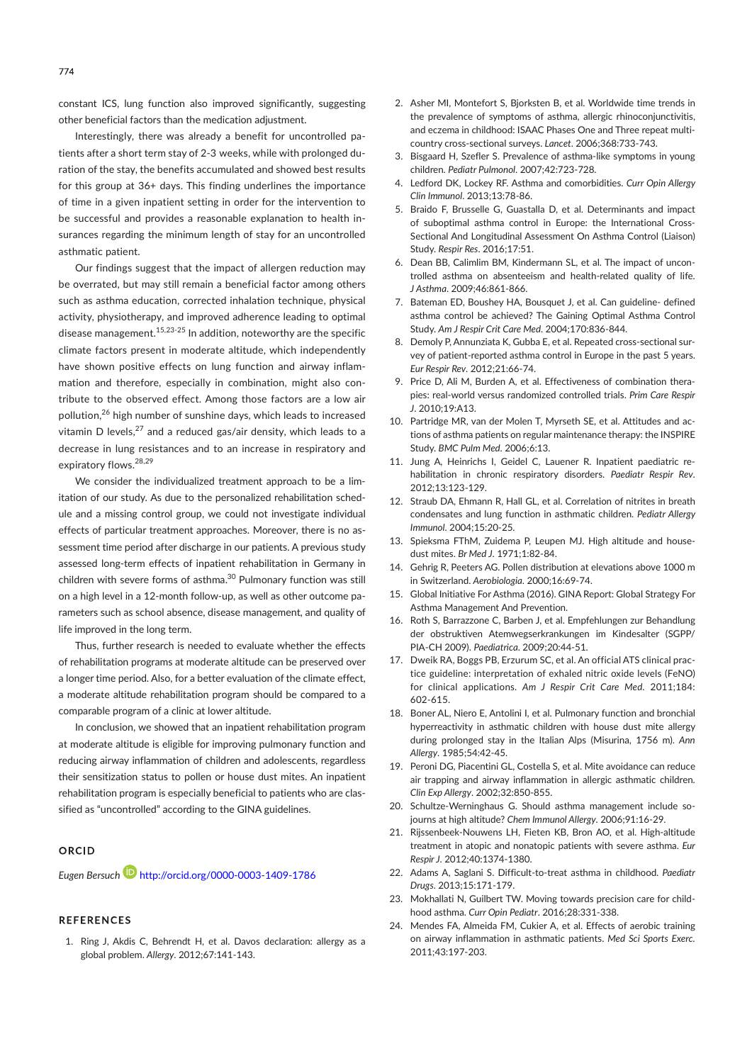constant ICS, lung function also improved significantly, suggesting other beneficial factors than the medication adjustment.

Interestingly, there was already a benefit for uncontrolled patients after a short term stay of 2-3 weeks, while with prolonged duration of the stay, the benefits accumulated and showed best results for this group at 36+ days. This finding underlines the importance of time in a given inpatient setting in order for the intervention to be successful and provides a reasonable explanation to health insurances regarding the minimum length of stay for an uncontrolled asthmatic patient.

Our findings suggest that the impact of allergen reduction may be overrated, but may still remain a beneficial factor among others such as asthma education, corrected inhalation technique, physical activity, physiotherapy, and improved adherence leading to optimal disease management.[15,23-25] In addition, noteworthy are the specific climate factors present in moderate altitude, which independently have shown positive effects on lung function and airway inflammation and therefore, especially in combination, might also contribute to the observed effect. Among those factors are a low air pollution,[26] high number of sunshine days, which leads to increased vitamin D levels,[27] and a reduced gas/air density, which leads to a decrease in lung resistances and to an increase in respiratory and expiratory flows.[28,29]

We consider the individualized treatment approach to be a limitation of our study. As due to the personalized rehabilitation schedule and a missing control group, we could not investigate individual effects of particular treatment approaches. Moreover, there is no assessment time period after discharge in our patients. A previous study assessed long-term effects of inpatient rehabilitation in Germany in children with severe forms of asthma.[30] Pulmonary function was still on a high level in a 12-month follow-up, as well as other outcome parameters such as school absence, disease management, and quality of life improved in the long term.

Thus, further research is needed to evaluate whether the effects of rehabilitation programs at moderate altitude can be preserved over a longer time period. Also, for a better evaluation of the climate effect, a moderate altitude rehabilitation program should be compared to a comparable program of a clinic at lower altitude.

In conclusion, we showed that an inpatient rehabilitation program at moderate altitude is eligible for improving pulmonary function and reducing airway inflammation of children and adolescents, regardless their sensitization status to pollen or house dust mites. An inpatient rehabilitation program is especially beneficial to patients who are classified as "uncontrolled" according to the GINA guidelines.

## ORCID

*Eugen Bersuch* http://orcid.org/0000-0003-1409-1786

## REFERENCES

1. Ring J, Akdis C, Behrendt H, et al. Davos declaration: allergy as a global problem. *Allergy*. 2012;67:141-143.
2. Asher MI, Montefort S, Bjorksten B, et al. Worldwide time trends in the prevalence of symptoms of asthma, allergic rhinoconjunctivitis, and eczema in childhood: ISAAC Phases One and Three repeat multicountry cross-sectional surveys. *Lancet*. 2006;368:733-743.
3. Bisgaard H, Szefler S. Prevalence of asthma-like symptoms in young children. *Pediatr Pulmonol*. 2007;42:723-728.
4. Ledford DK, Lockey RF. Asthma and comorbidities. *Curr Opin Allergy Clin Immunol*. 2013;13:78-86.
5. Braido F, Brusselle G, Guastalla D, et al. Determinants and impact of suboptimal asthma control in Europe: the International Cross-Sectional And Longitudinal Assessment On Asthma Control (Liaison) Study. *Respir Res*. 2016;17:51.
6. Dean BB, Calimlim BM, Kindermann SL, et al. The impact of uncontrolled asthma on absenteeism and health-related quality of life. *J Asthma*. 2009;46:861-866.
7. Bateman ED, Boushey HA, Bousquet J, et al. Can guideline- defined asthma control be achieved? The Gaining Optimal Asthma Control Study. *Am J Respir Crit Care Med*. 2004;170:836-844.
8. Demoly P, Annunziata K, Gubba E, et al. Repeated cross-sectional survey of patient-reported asthma control in Europe in the past 5 years. *Eur Respir Rev*. 2012;21:66-74.
9. Price D, Ali M, Burden A, et al. Effectiveness of combination therapies: real-world versus randomized controlled trials. *Prim Care Respir J*. 2010;19:A13.
10. Partridge MR, van der Molen T, Myrseth SE, et al. Attitudes and actions of asthma patients on regular maintenance therapy: the INSPIRE Study. *BMC Pulm Med*. 2006;6:13.
11. Jung A, Heinrichs I, Geidel C, Lauener R. Inpatient paediatric rehabilitation in chronic respiratory disorders. *Paediatr Respir Rev*. 2012;13:123-129.
12. Straub DA, Ehmann R, Hall GL, et al. Correlation of nitrites in breath condensates and lung function in asthmatic children. *Pediatr Allergy Immunol*. 2004;15:20-25.
13. Spieksma FThM, Zuidema P, Leupen MJ. High altitude and house-dust mites. *Br Med J*. 1971;1:82-84.
14. Gehrig R, Peeters AG. Pollen distribution at elevations above 1000 m in Switzerland. *Aerobiologia*. 2000;16:69-74.
15. Global Initiative For Asthma (2016). GINA Report: Global Strategy For Asthma Management And Prevention.
16. Roth S, Barrazzone C, Barben J, et al. Empfehlungen zur Behandlung der obstruktiven Atemwegserkrankungen im Kindesalter (SGPP/PIA-CH 2009). *Paediatrica*. 2009;20:44-51.
17. Dweik RA, Boggs PB, Erzurum SC, et al. An official ATS clinical practice guideline: interpretation of exhaled nitric oxide levels (FeNO) for clinical applications. *Am J Respir Crit Care Med*. 2011;184:602-615.
18. Boner AL, Niero E, Antolini I, et al. Pulmonary function and bronchial hyperreactivity in asthmatic children with house dust mite allergy during prolonged stay in the Italian Alps (Misurina, 1756 m). *Ann Allergy*. 1985;54:42-45.
19. Peroni DG, Piacentini GL, Costella S, et al. Mite avoidance can reduce air trapping and airway inflammation in allergic asthmatic children. *Clin Exp Allergy*. 2002;32:850-855.
20. Schultze-Werninghaus G. Should asthma management include sojourns at high altitude? *Chem Immunol Allergy*. 2006;91:16-29.
21. Rijssenbeek-Nouwens LH, Fieten KB, Bron AO, et al. High-altitude treatment in atopic and nonatopic patients with severe asthma. *Eur Respir J*. 2012;40:1374-1380.
22. Adams A, Saglani S. Difficult-to-treat asthma in childhood. *Paediatr Drugs*. 2013;15:171-179.
23. Mokhallati N, Guilbert TW. Moving towards precision care for childhood asthma. *Curr Opin Pediatr*. 2016;28:331-338.
24. Mendes FA, Almeida FM, Cukier A, et al. Effects of aerobic training on airway inflammation in asthmatic patients. *Med Sci Sports Exerc*. 2011;43:197-203.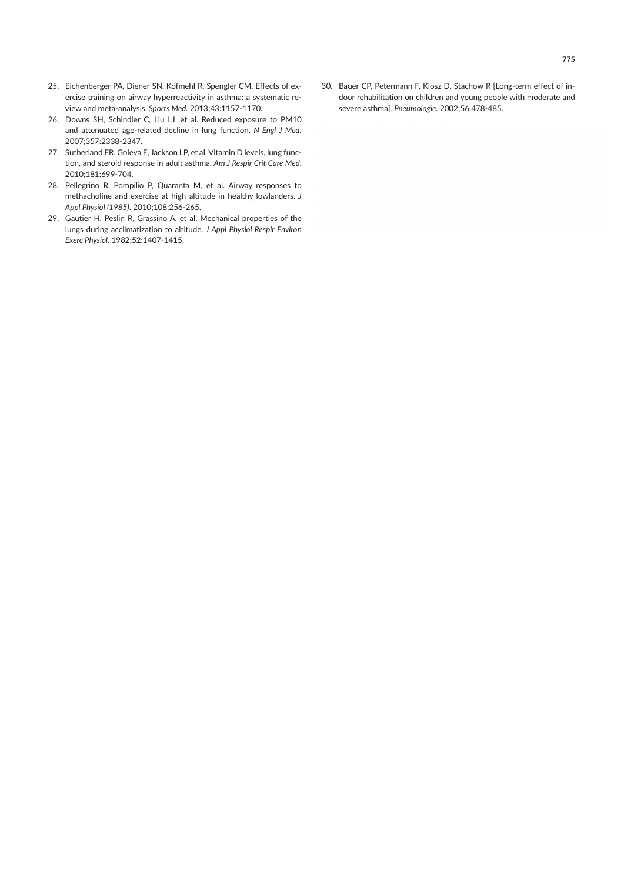25. Eichenberger PA, Diener SN, Kofmehl R, Spengler CM. Effects of exercise training on airway hyperreactivity in asthma: a systematic review and meta-analysis. *Sports Med*. 2013;43:1157-1170.
26. Downs SH, Schindler C, Liu LJ, et al. Reduced exposure to PM10 and attenuated age-related decline in lung function. *N Engl J Med*. 2007;357:2338-2347.
27. Sutherland ER, Goleva E, Jackson LP, et al. Vitamin D levels, lung function, and steroid response in adult asthma. *Am J Respir Crit Care Med*. 2010;181:699-704.
28. Pellegrino R, Pompilio P, Quaranta M, et al. Airway responses to methacholine and exercise at high altitude in healthy lowlanders. *J Appl Physiol (1985)*. 2010;108:256-265.
29. Gautier H, Peslin R, Grassino A, et al. Mechanical properties of the lungs during acclimatization to altitude. *J Appl Physiol Respir Environ Exerc Physiol*. 1982;52:1407-1415.
30. Bauer CP, Petermann F, Kiosz D. Stachow R [Long-term effect of indoor rehabilitation on children and young people with moderate and severe asthma]. *Pneumologie*. 2002;56:478-485.